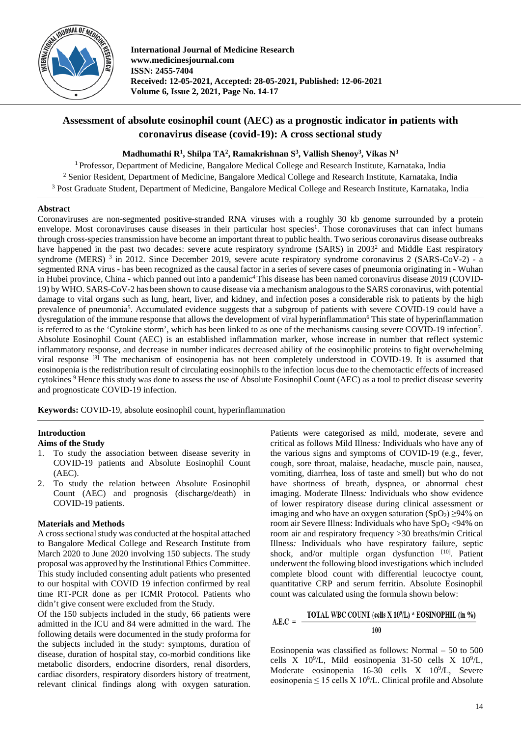# Assessment of absolute eosinophil count (AEC) as a prognostic indicator in patients with coronavirus disease (covid-19): A cross sectional study

**Madhumathi R[1], Shilpa TA[2], Ramakrishnan S[3], Vallish Shenoy[3], Vikas N[3]**

[1] Professor, Department of Medicine, Bangalore Medical College and Research Institute, Karnataka, India
[2] Senior Resident, Department of Medicine, Bangalore Medical College and Research Institute, Karnataka, India
[3] Post Graduate Student, Department of Medicine, Bangalore Medical College and Research Institute, Karnataka, India

## Abstract

Coronaviruses are non-segmented positive-stranded RNA viruses with a roughly 30 kb genome surrounded by a protein envelope. Most coronaviruses cause diseases in their particular host species[1]. Those coronaviruses that can infect humans through cross-species transmission have become an important threat to public health. Two serious coronavirus disease outbreaks have happened in the past two decades: severe acute respiratory syndrome (SARS) in 2003[2] and Middle East respiratory syndrome (MERS) [3] in 2012. Since December 2019, severe acute respiratory syndrome coronavirus 2 (SARS-CoV-2) - a segmented RNA virus - has been recognized as the causal factor in a series of severe cases of pneumonia originating in - Wuhan in Hubei province, China - which panned out into a pandemic[4] This disease has been named coronavirus disease 2019 (COVID-19) by WHO. SARS-CoV-2 has been shown to cause disease via a mechanism analogous to the SARS coronavirus, with potential damage to vital organs such as lung, heart, liver, and kidney, and infection poses a considerable risk to patients by the high prevalence of pneumonia[5]. Accumulated evidence suggests that a subgroup of patients with severe COVID-19 could have a dysregulation of the immune response that allows the development of viral hyperinflammation[6] This state of hyperinflammation is referred to as the 'Cytokine storm', which has been linked to as one of the mechanisms causing severe COVID-19 infection[7]. Absolute Eosinophil Count (AEC) is an established inflammation marker, whose increase in number that reflect systemic inflammatory response, and decrease in number indicates decreased ability of the eosinophilic proteins to fight overwhelming viral response [8] The mechanism of eosinopenia has not been completely understood in COVID-19. It is assumed that eosinopenia is the redistribution result of circulating eosinophils to the infection locus due to the chemotactic effects of increased cytokines [9] Hence this study was done to assess the use of Absolute Eosinophil Count (AEC) as a tool to predict disease severity and prognosticate COVID-19 infection.

**Keywords:** COVID-19, absolute eosinophil count, hyperinflammation

## Introduction

### Aims of the Study

1. To study the association between disease severity in COVID-19 patients and Absolute Eosinophil Count (AEC).
2. To study the relation between Absolute Eosinophil Count (AEC) and prognosis (discharge/death) in COVID-19 patients.

## Materials and Methods

A cross sectional study was conducted at the hospital attached to Bangalore Medical College and Research Institute from March 2020 to June 2020 involving 150 subjects. The study proposal was approved by the Institutional Ethics Committee. This study included consenting adult patients who presented to our hospital with COVID 19 infection confirmed by real time RT-PCR done as per ICMR Protocol. Patients who didn't give consent were excluded from the Study.

Of the 150 subjects included in the study, 66 patients were admitted in the ICU and 84 were admitted in the ward. The following details were documented in the study proforma for the subjects included in the study: symptoms, duration of disease, duration of hospital stay, co-morbid conditions like metabolic disorders, endocrine disorders, renal disorders, cardiac disorders, respiratory disorders history of treatment, relevant clinical findings along with oxygen saturation. Patients were categorised as mild, moderate, severe and critical as follows Mild Illness*:* Individuals who have any of the various signs and symptoms of COVID-19 (e.g., fever, cough, sore throat, malaise, headache, muscle pain, nausea, vomiting, diarrhea, loss of taste and smell) but who do not have shortness of breath, dyspnea, or abnormal chest imaging. Moderate Illness*:* Individuals who show evidence of lower respiratory disease during clinical assessment or imaging and who have an oxygen saturation ($SpO_2$) ≥94% on room air Severe Illness: Individuals who have $SpO_2$ <94% on room air and respiratory frequency >30 breaths/min Critical Illness*:* Individuals who have respiratory failure, septic shock, and/or multiple organ dysfunction [10]. Patient underwent the following blood investigations which included complete blood count with differential leucoctye count, quantitative CRP and serum ferritin. Absolute Eosinophil count was calculated using the formula shown below:

$$\text{A.E.C} = \frac{\text{TOTAL WBC COUNT (cells X } 10^9\text{/L) * EOSINOPHIL (in \%)}}{100}$$

Eosinopenia was classified as follows: Normal – 50 to 500 cells X $10^9$/L, Mild eosinopenia 31-50 cells X $10^9$/L, Moderate eosinopenia 16-30 cells X $10^9$/L, Severe eosinopenia ≤ 15 cells X $10^9$/L. Clinical profile and Absolute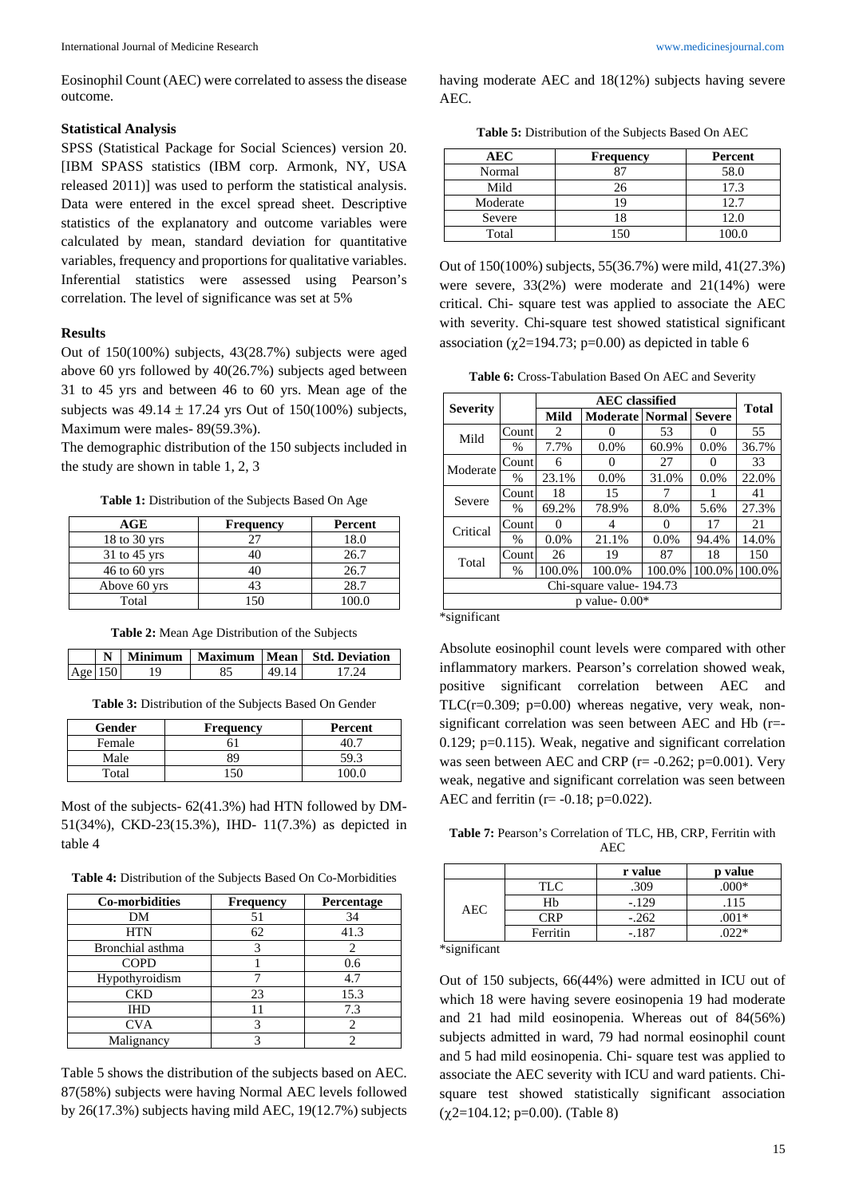Eosinophil Count (AEC) were correlated to assess the disease outcome.

### Statistical Analysis

SPSS (Statistical Package for Social Sciences) version 20. [IBM SPASS statistics (IBM corp. Armonk, NY, USA released 2011)] was used to perform the statistical analysis. Data were entered in the excel spread sheet. Descriptive statistics of the explanatory and outcome variables were calculated by mean, standard deviation for quantitative variables, frequency and proportions for qualitative variables. Inferential statistics were assessed using Pearson's correlation. The level of significance was set at 5%

### Results

Out of 150(100%) subjects, 43(28.7%) subjects were aged above 60 yrs followed by 40(26.7%) subjects aged between 31 to 45 yrs and between 46 to 60 yrs. Mean age of the subjects was 49.14 ± 17.24 yrs Out of 150(100%) subjects, Maximum were males- 89(59.3%).

The demographic distribution of the 150 subjects included in the study are shown in table 1, 2, 3

**Table 1:** Distribution of the Subjects Based On Age

| AGE | Frequency | Percent |
|---|---|---|
| 18 to 30 yrs | 27 | 18.0 |
| 31 to 45 yrs | 40 | 26.7 |
| 46 to 60 yrs | 40 | 26.7 |
| Above 60 yrs | 43 | 28.7 |
| Total | 150 | 100.0 |

**Table 2:** Mean Age Distribution of the Subjects

| | N | Minimum | Maximum | Mean | Std. Deviation |
|---|---|---|---|---|---|
| Age | 150 | 19 | 85 | 49.14 | 17.24 |

**Table 3:** Distribution of the Subjects Based On Gender

| Gender | Frequency | Percent |
|---|---|---|
| Female | 61 | 40.7 |
| Male | 89 | 59.3 |
| Total | 150 | 100.0 |

Most of the subjects- 62(41.3%) had HTN followed by DM-51(34%), CKD-23(15.3%), IHD- 11(7.3%) as depicted in table 4

**Table 4:** Distribution of the Subjects Based On Co-Morbidities

| Co-morbidities | Frequency | Percentage |
|---|---|---|
| DM | 51 | 34 |
| HTN | 62 | 41.3 |
| Bronchial asthma | 3 | 2 |
| COPD | 1 | 0.6 |
| Hypothyroidism | 7 | 4.7 |
| CKD | 23 | 15.3 |
| IHD | 11 | 7.3 |
| CVA | 3 | 2 |
| Malignancy | 3 | 2 |

Table 5 shows the distribution of the subjects based on AEC. 87(58%) subjects were having Normal AEC levels followed by 26(17.3%) subjects having mild AEC, 19(12.7%) subjects having moderate AEC and 18(12%) subjects having severe AEC.

**Table 5:** Distribution of the Subjects Based On AEC

| AEC | Frequency | Percent |
|---|---|---|
| Normal | 87 | 58.0 |
| Mild | 26 | 17.3 |
| Moderate | 19 | 12.7 |
| Severe | 18 | 12.0 |
| Total | 150 | 100.0 |

Out of 150(100%) subjects, 55(36.7%) were mild, 41(27.3%) were severe, 33(2%) were moderate and 21(14%) were critical. Chi- square test was applied to associate the AEC with severity. Chi-square test showed statistical significant association ($\chi^2$=194.73; p=0.00) as depicted in table 6

**Table 6:** Cross-Tabulation Based On AEC and Severity

| Severity | | AEC classified | | | | Total |
|---|---|---|---|---|---|---|
| | | Mild | Moderate | Normal | Severe | |
| Mild | Count | 2 | 0 | 53 | 0 | 55 |
| | % | 7.7% | 0.0% | 60.9% | 0.0% | 36.7% |
| Moderate | Count | 6 | 0 | 27 | 0 | 33 |
| | % | 23.1% | 0.0% | 31.0% | 0.0% | 22.0% |
| Severe | Count | 18 | 15 | 7 | 1 | 41 |
| | % | 69.2% | 78.9% | 8.0% | 5.6% | 27.3% |
| Critical | Count | 0 | 4 | 0 | 17 | 21 |
| | % | 0.0% | 21.1% | 0.0% | 94.4% | 14.0% |
| Total | Count | 26 | 19 | 87 | 18 | 150 |
| | % | 100.0% | 100.0% | 100.0% | 100.0% | 100.0% |
| Chi-square value- 194.73 | | | | | | |
| p value- 0.00* | | | | | | |

*significant

Absolute eosinophil count levels were compared with other inflammatory markers. Pearson's correlation showed weak, positive significant correlation between AEC and TLC(r=0.309; p=0.00) whereas negative, very weak, non-significant correlation was seen between AEC and Hb (r=-0.129; p=0.115). Weak, negative and significant correlation was seen between AEC and CRP (r= -0.262; p=0.001). Very weak, negative and significant correlation was seen between AEC and ferritin (r= -0.18; p=0.022).

**Table 7:** Pearson's Correlation of TLC, HB, CRP, Ferritin with AEC

| | | r value | p value |
|---|---|---|---|
| AEC | TLC | .309 | .000* |
| | Hb | -.129 | .115 |
| | CRP | -.262 | .001* |
| | Ferritin | -.187 | .022* |

*significant

Out of 150 subjects, 66(44%) were admitted in ICU out of which 18 were having severe eosinopenia 19 had moderate and 21 had mild eosinopenia. Whereas out of 84(56%) subjects admitted in ward, 79 had normal eosinophil count and 5 had mild eosinopenia. Chi- square test was applied to associate the AEC severity with ICU and ward patients. Chi-square test showed statistically significant association ($\chi^2$=104.12; p=0.00). (Table 8)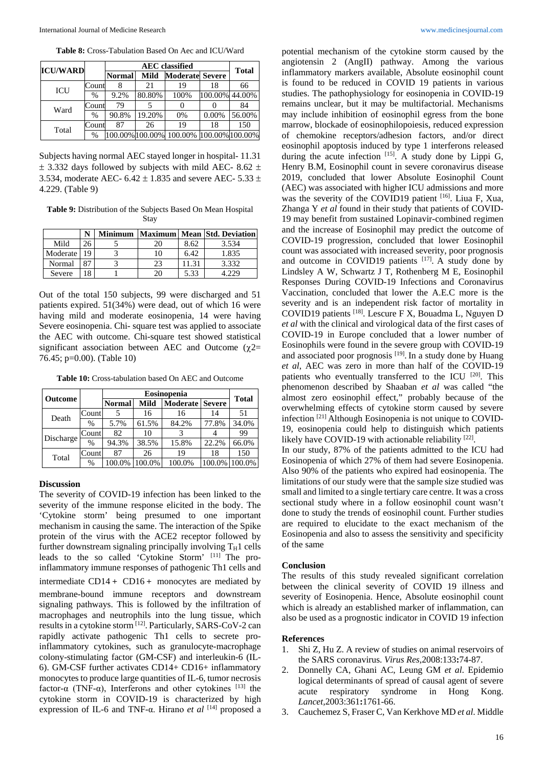**Table 8:** Cross-Tabulation Based On Aec and ICU/Ward

| ICU/WARD | | AEC classified | | | | Total |
|---|---|---|---|---|---|---|
| | | Normal | Mild | Moderate | Severe | |
| ICU | Count | 8 | 21 | 19 | 18 | 66 |
| | % | 9.2% | 80.80% | 100% | 100.00% | 44.00% |
| Ward | Count | 79 | 5 | 0 | 0 | 84 |
| | % | 90.8% | 19.20% | 0% | 0.00% | 56.00% |
| Total | Count | 87 | 26 | 19 | 18 | 150 |
| | % | 100.00% | 100.00% | 100.00% | 100.00% | 100.00% |

Subjects having normal AEC stayed longer in hospital- 11.31 ± 3.332 days followed by subjects with mild AEC- 8.62 ± 3.534, moderate AEC- 6.42 ± 1.835 and severe AEC- 5.33 ± 4.229. (Table 9)

**Table 9:** Distribution of the Subjects Based On Mean Hospital Stay

| | N | Minimum | Maximum | Mean | Std. Deviation |
|---|---|---|---|---|---|
| Mild | 26 | 5 | 20 | 8.62 | 3.534 |
| Moderate | 19 | 3 | 10 | 6.42 | 1.835 |
| Normal | 87 | 3 | 23 | 11.31 | 3.332 |
| Severe | 18 | 1 | 20 | 5.33 | 4.229 |

Out of the total 150 subjects, 99 were discharged and 51 patients expired. 51(34%) were dead, out of which 16 were having mild and moderate eosinopenia, 14 were having Severe eosinopenia. Chi- square test was applied to associate the AEC with outcome. Chi-square test showed statistical significant association between AEC and Outcome ($\chi2$= 76.45; p=0.00). (Table 10)

**Table 10:** Cross-tabulation based On AEC and Outcome

| Outcome | | Eosinopenia | | | | Total |
|---|---|---|---|---|---|---|
| | | Normal | Mild | Moderate | Severe | |
| Death | Count | 5 | 16 | 16 | 14 | 51 |
| | % | 5.7% | 61.5% | 84.2% | 77.8% | 34.0% |
| Discharge | Count | 82 | 10 | 3 | 4 | 99 |
| | % | 94.3% | 38.5% | 15.8% | 22.2% | 66.0% |
| Total | Count | 87 | 26 | 19 | 18 | 150 |
| | % | 100.0% | 100.0% | 100.0% | 100.0% | 100.0% |

## Discussion

The severity of COVID-19 infection has been linked to the severity of the immune response elicited in the body. The 'Cytokine storm' being presumed to one important mechanism in causing the same. The interaction of the Spike protein of the virus with the ACE2 receptor followed by further downstream signaling principally involving $T_H1$ cells leads to the so called 'Cytokine Storm' [11] The pro-inflammatory immune responses of pathogenic Th1 cells and intermediate CD14 + CD16 + monocytes are mediated by membrane-bound immune receptors and downstream signaling pathways. This is followed by the infiltration of macrophages and neutrophils into the lung tissue, which results in a cytokine storm [12]. Particularly, SARS-CoV-2 can rapidly activate pathogenic Th1 cells to secrete pro-inflammatory cytokines, such as granulocyte-macrophage colony-stimulating factor (GM-CSF) and interleukin-6 (IL-6). GM-CSF further activates CD14+ CD16+ inflammatory monocytes to produce large quantities of IL-6, tumor necrosis factor-α (TNF-α), Interferons and other cytokines [13] the cytokine storm in COVID-19 is characterized by high expression of IL-6 and TNF-α. Hirano *et al* [14] proposed a potential mechanism of the cytokine storm caused by the angiotensin 2 (AngII) pathway. Among the various inflammatory markers available, Absolute eosinophil count is found to be reduced in COVID 19 patients in various studies. The pathophysiology for eosinopenia in COVID-19 remains unclear, but it may be multifactorial. Mechanisms may include inhibition of eosinophil egress from the bone marrow, blockade of eosinophilopoiesis, reduced expression of chemokine receptors/adhesion factors, and/or direct eosinophil apoptosis induced by type 1 interferons released during the acute infection [15]. A study done by Lippi G, Henry B.M, Eosinophil count in severe coronavirus disease 2019, concluded that lower Absolute Eosinophil Count (AEC) was associated with higher ICU admissions and more was the severity of the COVID19 patient [16]. Liua F, Xua, Zhanga Y *et al* found in their study that patients of COVID-19 may benefit from sustained Lopinavir-combined regimen and the increase of Eosinophil may predict the outcome of COVID-19 progression, concluded that lower Eosinophil count was associated with increased severity, poor prognosis and outcome in COVID19 patients [17]. A study done by Lindsley A W, Schwartz J T, Rothenberg M E, Eosinophil Responses During COVID-19 Infections and Coronavirus Vaccination, concluded that lower the A.E.C more is the severity and is an independent risk factor of mortality in COVID19 patients [18]. Lescure F X, Bouadma L, Nguyen D *et al* with the clinical and virological data of the first cases of COVID-19 in Europe concluded that a lower number of Eosinophils were found in the severe group with COVID-19 and associated poor prognosis [19]. In a study done by Huang *et al*, AEC was zero in more than half of the COVID-19 patients who eventually transferred to the ICU [20]. This phenomenon described by Shaaban *et al* was called "the almost zero eosinophil effect," probably because of the overwhelming effects of cytokine storm caused by severe infection [21] Although Eosinopenia is not unique to COVID-19, eosinopenia could help to distinguish which patients likely have COVID-19 with actionable reliability [22].

In our study, 87% of the patients admitted to the ICU had Eosinopenia of which 27% of them had severe Eosinopenia. Also 90% of the patients who expired had eosinopenia. The limitations of our study were that the sample size studied was small and limited to a single tertiary care centre. It was a cross sectional study where in a follow eosinophil count wasn't done to study the trends of eosinophil count. Further studies are required to elucidate to the exact mechanism of the Eosinopenia and also to assess the sensitivity and specificity of the same

## Conclusion

The results of this study revealed significant correlation between the clinical severity of COVID 19 illness and severity of Eosinopenia. Hence, Absolute eosinophil count which is already an established marker of inflammation, can also be used as a prognostic indicator in COVID 19 infection

## References

1. Shi Z, Hu Z. A review of studies on animal reservoirs of the SARS coronavirus. *Virus Res,*2008:133**:**74-87.
2. Donnelly CA, Ghani AC, Leung GM *et al*. Epidemio logical determinants of spread of causal agent of severe acute respiratory syndrome in Hong Kong. *Lancet,*2003:361**:**1761-66.
3. Cauchemez S, Fraser C, Van Kerkhove MD *et al*. Middle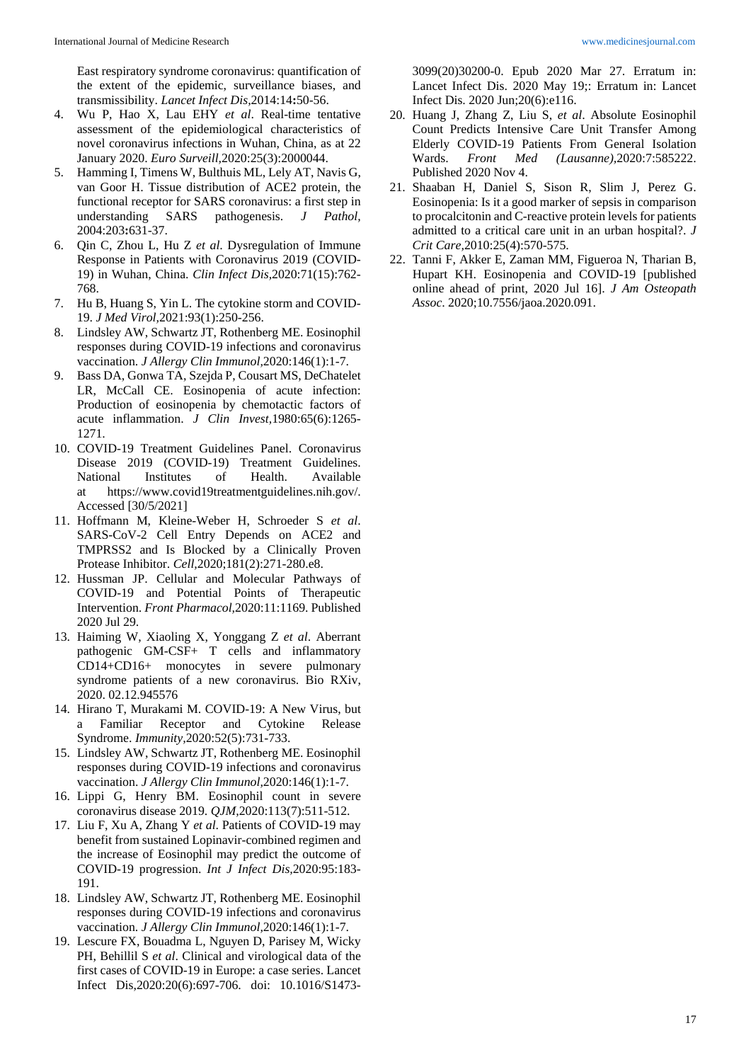East respiratory syndrome coronavirus: quantification of the extent of the epidemic, surveillance biases, and transmissibility. *Lancet Infect Dis*,2014:14**:**50-56.

4. Wu P, Hao X, Lau EHY *et al*. Real-time tentative assessment of the epidemiological characteristics of novel coronavirus infections in Wuhan, China, as at 22 January 2020. *Euro Surveill*,2020:25(3):2000044.
5. Hamming I, Timens W, Bulthuis ML, Lely AT, Navis G, van Goor H. Tissue distribution of ACE2 protein, the functional receptor for SARS coronavirus: a first step in understanding SARS pathogenesis. *J Pathol*, 2004:203**:**631-37.
6. Qin C, Zhou L, Hu Z *et al*. Dysregulation of Immune Response in Patients with Coronavirus 2019 (COVID-19) in Wuhan, China. *Clin Infect Dis*,2020:71(15):762-768.
7. Hu B, Huang S, Yin L. The cytokine storm and COVID-19. *J Med Virol*,2021:93(1):250-256.
8. Lindsley AW, Schwartz JT, Rothenberg ME. Eosinophil responses during COVID-19 infections and coronavirus vaccination. *J Allergy Clin Immunol*,2020:146(1):1-7.
9. Bass DA, Gonwa TA, Szejda P, Cousart MS, DeChatelet LR, McCall CE. Eosinopenia of acute infection: Production of eosinopenia by chemotactic factors of acute inflammation. *J Clin Invest*,1980:65(6):1265-1271.
10. COVID-19 Treatment Guidelines Panel. Coronavirus Disease 2019 (COVID-19) Treatment Guidelines. National Institutes of Health. Available at https://www.covid19treatmentguidelines.nih.gov/. Accessed [30/5/2021]
11. Hoffmann M, Kleine-Weber H, Schroeder S *et al*. SARS-CoV-2 Cell Entry Depends on ACE2 and TMPRSS2 and Is Blocked by a Clinically Proven Protease Inhibitor. *Cell*,2020;181(2):271-280.e8.
12. Hussman JP. Cellular and Molecular Pathways of COVID-19 and Potential Points of Therapeutic Intervention. *Front Pharmacol*,2020:11:1169. Published 2020 Jul 29.
13. Haiming W, Xiaoling X, Yonggang Z *et al*. Aberrant pathogenic GM-CSF+ T cells and inflammatory CD14+CD16+ monocytes in severe pulmonary syndrome patients of a new coronavirus. Bio RXiv, 2020. 02.12.945576
14. Hirano T, Murakami M. COVID-19: A New Virus, but a Familiar Receptor and Cytokine Release Syndrome. *Immunity*,2020:52(5):731-733.
15. Lindsley AW, Schwartz JT, Rothenberg ME. Eosinophil responses during COVID-19 infections and coronavirus vaccination. *J Allergy Clin Immunol*,2020:146(1):1-7.
16. Lippi G, Henry BM. Eosinophil count in severe coronavirus disease 2019. *QJM*,2020:113(7):511-512.
17. Liu F, Xu A, Zhang Y *et al*. Patients of COVID-19 may benefit from sustained Lopinavir-combined regimen and the increase of Eosinophil may predict the outcome of COVID-19 progression. *Int J Infect Dis*,2020:95:183-191.
18. Lindsley AW, Schwartz JT, Rothenberg ME. Eosinophil responses during COVID-19 infections and coronavirus vaccination. *J Allergy Clin Immunol*,2020:146(1):1-7.
19. Lescure FX, Bouadma L, Nguyen D, Parisey M, Wicky PH, Behillil S *et al*. Clinical and virological data of the first cases of COVID-19 in Europe: a case series. Lancet Infect Dis,2020:20(6):697-706. doi: 10.1016/S1473-3099(20)30200-0. Epub 2020 Mar 27. Erratum in: Lancet Infect Dis. 2020 May 19;: Erratum in: Lancet Infect Dis. 2020 Jun;20(6):e116.
20. Huang J, Zhang Z, Liu S, *et al*. Absolute Eosinophil Count Predicts Intensive Care Unit Transfer Among Elderly COVID-19 Patients From General Isolation Wards. *Front Med (Lausanne)*,2020:7:585222. Published 2020 Nov 4.
21. Shaaban H, Daniel S, Sison R, Slim J, Perez G. Eosinopenia: Is it a good marker of sepsis in comparison to procalcitonin and C-reactive protein levels for patients admitted to a critical care unit in an urban hospital?. *J Crit Care*,2010:25(4):570-575.
22. Tanni F, Akker E, Zaman MM, Figueroa N, Tharian B, Hupart KH. Eosinopenia and COVID-19 [published online ahead of print, 2020 Jul 16]. *J Am Osteopath Assoc*. 2020;10.7556/jaoa.2020.091.